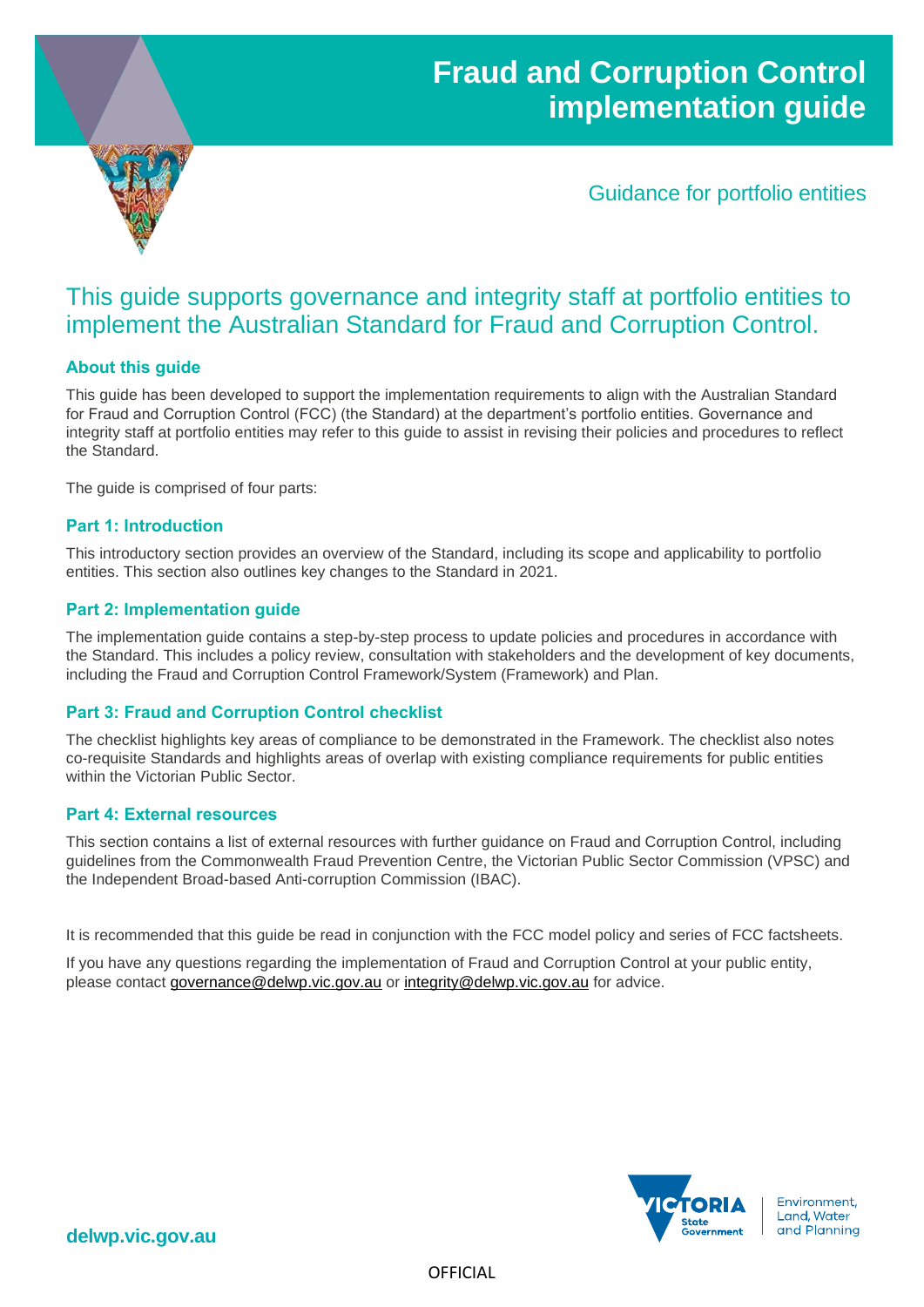# Fraud and Corruption Control implementation guide

Guidance for portfolio entities

## This guide supports governance and integrity staff at portfolio entities to implement the Australian Standard for Fraud and Corruption Control.

### About this guide

This guide has been developed to support the implementation requirements to align with the Australian Standard for Fraud and Corruption Control (FCC) (the Standard) at the department's portfolio entities. Governance and integrity staff at portfolio entities may refer to this guide to assist in revising their policies and procedures to reflect the Standard.

The guide is comprised of four parts:

### Part 1: Introduction

This introductory section provides an overview of the Standard, including its scope and applicability to portfolio entities. This section also outlines key changes to the Standard in 2021.

### Part 2: Implementation guide

The implementation guide contains a step-by-step process to update policies and procedures in accordance with the Standard. This includes a policy review, consultation with stakeholders and the development of key documents, including the Fraud and Corruption Control Framework/System (Framework) and Plan.

### Part 3: Fraud and Corruption Control checklist

The checklist highlights key areas of compliance to be demonstrated in the Framework. The checklist also notes co-requisite Standards and highlights areas of overlap with existing compliance requirements for public entities within the Victorian Public Sector.

### Part 4: External resources

This section contains a list of external resources with further guidance on Fraud and Corruption Control, including guidelines from the Commonwealth Fraud Prevention Centre, the Victorian Public Sector Commission (VPSC) and the Independent Broad-based Anti-corruption Commission (IBAC).

It is recommended that this guide be read in conjunction with the FCC model policy and series of FCC factsheets.

If you have any questions regarding the implementation of Fraud and Corruption Control at your public entity, please contact governance@delwp.vic.gov.au or integrity@delwp.vic.gov.au for advice.

Environment, Land, Water and Planning

delwp.vic.gov.au

OFFICIAL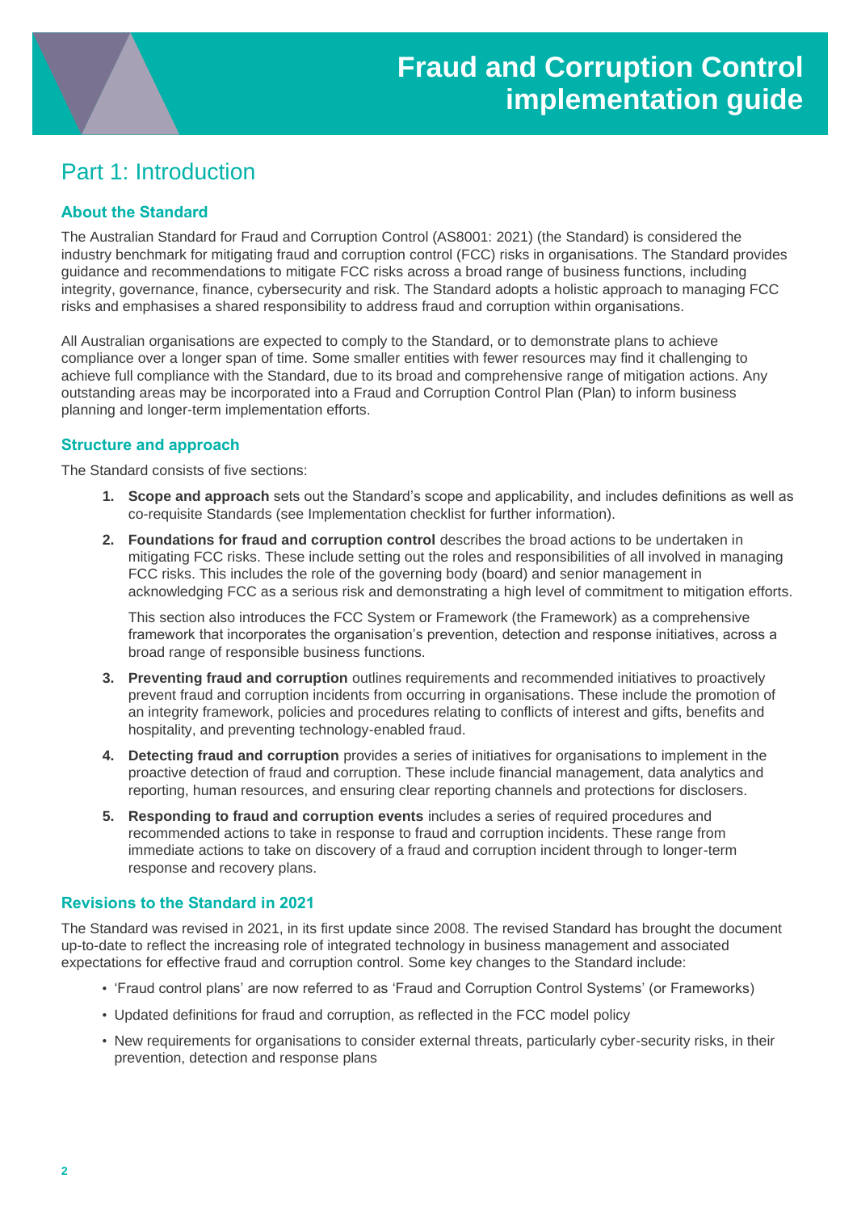# Fraud and Corruption Control implementation guide

## Part 1: Introduction

### About the Standard

The Australian Standard for Fraud and Corruption Control (AS8001: 2021) (the Standard) is considered the industry benchmark for mitigating fraud and corruption control (FCC) risks in organisations. The Standard provides guidance and recommendations to mitigate FCC risks across a broad range of business functions, including integrity, governance, finance, cybersecurity and risk. The Standard adopts a holistic approach to managing FCC risks and emphasises a shared responsibility to address fraud and corruption within organisations.

All Australian organisations are expected to comply to the Standard, or to demonstrate plans to achieve compliance over a longer span of time. Some smaller entities with fewer resources may find it challenging to achieve full compliance with the Standard, due to its broad and comprehensive range of mitigation actions. Any outstanding areas may be incorporated into a Fraud and Corruption Control Plan (Plan) to inform business planning and longer-term implementation efforts.

### Structure and approach

The Standard consists of five sections:

1. **Scope and approach** sets out the Standard's scope and applicability, and includes definitions as well as co-requisite Standards (see Implementation checklist for further information).
2. **Foundations for fraud and corruption control** describes the broad actions to be undertaken in mitigating FCC risks. These include setting out the roles and responsibilities of all involved in managing FCC risks. This includes the role of the governing body (board) and senior management in acknowledging FCC as a serious risk and demonstrating a high level of commitment to mitigation efforts.

   This section also introduces the FCC System or Framework (the Framework) as a comprehensive framework that incorporates the organisation's prevention, detection and response initiatives, across a broad range of responsible business functions.
3. **Preventing fraud and corruption** outlines requirements and recommended initiatives to proactively prevent fraud and corruption incidents from occurring in organisations. These include the promotion of an integrity framework, policies and procedures relating to conflicts of interest and gifts, benefits and hospitality, and preventing technology-enabled fraud.
4. **Detecting fraud and corruption** provides a series of initiatives for organisations to implement in the proactive detection of fraud and corruption. These include financial management, data analytics and reporting, human resources, and ensuring clear reporting channels and protections for disclosers.
5. **Responding to fraud and corruption events** includes a series of required procedures and recommended actions to take in response to fraud and corruption incidents. These range from immediate actions to take on discovery of a fraud and corruption incident through to longer-term response and recovery plans.

### Revisions to the Standard in 2021

The Standard was revised in 2021, in its first update since 2008. The revised Standard has brought the document up-to-date to reflect the increasing role of integrated technology in business management and associated expectations for effective fraud and corruption control. Some key changes to the Standard include:

- 'Fraud control plans' are now referred to as 'Fraud and Corruption Control Systems' (or Frameworks)
- Updated definitions for fraud and corruption, as reflected in the FCC model policy
- New requirements for organisations to consider external threats, particularly cyber-security risks, in their prevention, detection and response plans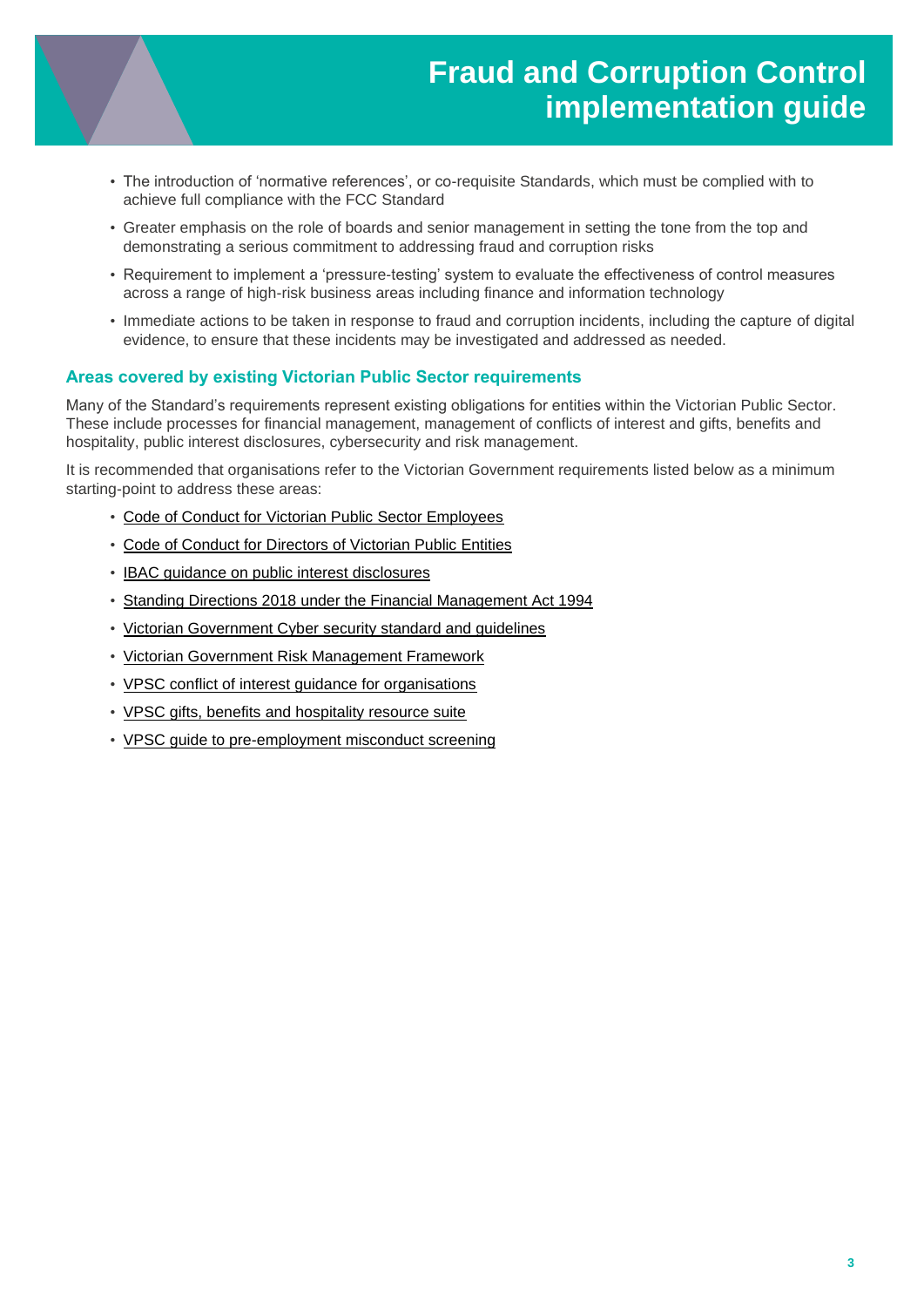- The introduction of 'normative references', or co-requisite Standards, which must be complied with to achieve full compliance with the FCC Standard
- Greater emphasis on the role of boards and senior management in setting the tone from the top and demonstrating a serious commitment to addressing fraud and corruption risks
- Requirement to implement a 'pressure-testing' system to evaluate the effectiveness of control measures across a range of high-risk business areas including finance and information technology
- Immediate actions to be taken in response to fraud and corruption incidents, including the capture of digital evidence, to ensure that these incidents may be investigated and addressed as needed.

### Areas covered by existing Victorian Public Sector requirements

Many of the Standard's requirements represent existing obligations for entities within the Victorian Public Sector. These include processes for financial management, management of conflicts of interest and gifts, benefits and hospitality, public interest disclosures, cybersecurity and risk management.

It is recommended that organisations refer to the Victorian Government requirements listed below as a minimum starting-point to address these areas:

- Code of Conduct for Victorian Public Sector Employees
- Code of Conduct for Directors of Victorian Public Entities
- IBAC guidance on public interest disclosures
- Standing Directions 2018 under the Financial Management Act 1994
- Victorian Government Cyber security standard and guidelines
- Victorian Government Risk Management Framework
- VPSC conflict of interest guidance for organisations
- VPSC gifts, benefits and hospitality resource suite
- VPSC guide to pre-employment misconduct screening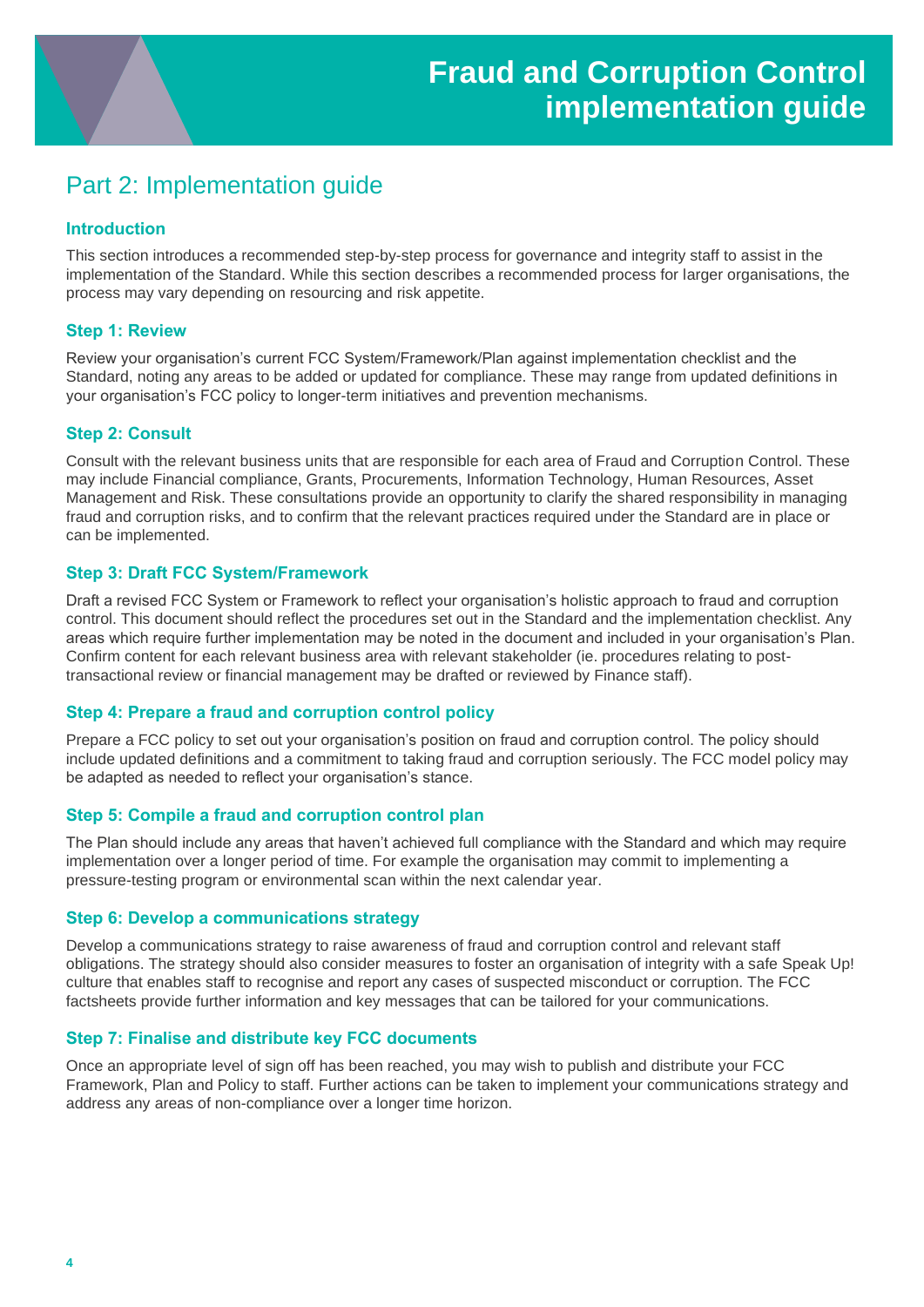# Part 2: Implementation guide

### Introduction

This section introduces a recommended step-by-step process for governance and integrity staff to assist in the implementation of the Standard. While this section describes a recommended process for larger organisations, the process may vary depending on resourcing and risk appetite.

### Step 1: Review

Review your organisation's current FCC System/Framework/Plan against implementation checklist and the Standard, noting any areas to be added or updated for compliance. These may range from updated definitions in your organisation's FCC policy to longer-term initiatives and prevention mechanisms.

### Step 2: Consult

Consult with the relevant business units that are responsible for each area of Fraud and Corruption Control. These may include Financial compliance, Grants, Procurements, Information Technology, Human Resources, Asset Management and Risk. These consultations provide an opportunity to clarify the shared responsibility in managing fraud and corruption risks, and to confirm that the relevant practices required under the Standard are in place or can be implemented.

### Step 3: Draft FCC System/Framework

Draft a revised FCC System or Framework to reflect your organisation's holistic approach to fraud and corruption control. This document should reflect the procedures set out in the Standard and the implementation checklist. Any areas which require further implementation may be noted in the document and included in your organisation's Plan. Confirm content for each relevant business area with relevant stakeholder (ie. procedures relating to post-transactional review or financial management may be drafted or reviewed by Finance staff).

### Step 4: Prepare a fraud and corruption control policy

Prepare a FCC policy to set out your organisation's position on fraud and corruption control. The policy should include updated definitions and a commitment to taking fraud and corruption seriously. The FCC model policy may be adapted as needed to reflect your organisation's stance.

### Step 5: Compile a fraud and corruption control plan

The Plan should include any areas that haven't achieved full compliance with the Standard and which may require implementation over a longer period of time. For example the organisation may commit to implementing a pressure-testing program or environmental scan within the next calendar year.

### Step 6: Develop a communications strategy

Develop a communications strategy to raise awareness of fraud and corruption control and relevant staff obligations. The strategy should also consider measures to foster an organisation of integrity with a safe Speak Up! culture that enables staff to recognise and report any cases of suspected misconduct or corruption. The FCC factsheets provide further information and key messages that can be tailored for your communications.

### Step 7: Finalise and distribute key FCC documents

Once an appropriate level of sign off has been reached, you may wish to publish and distribute your FCC Framework, Plan and Policy to staff. Further actions can be taken to implement your communications strategy and address any areas of non-compliance over a longer time horizon.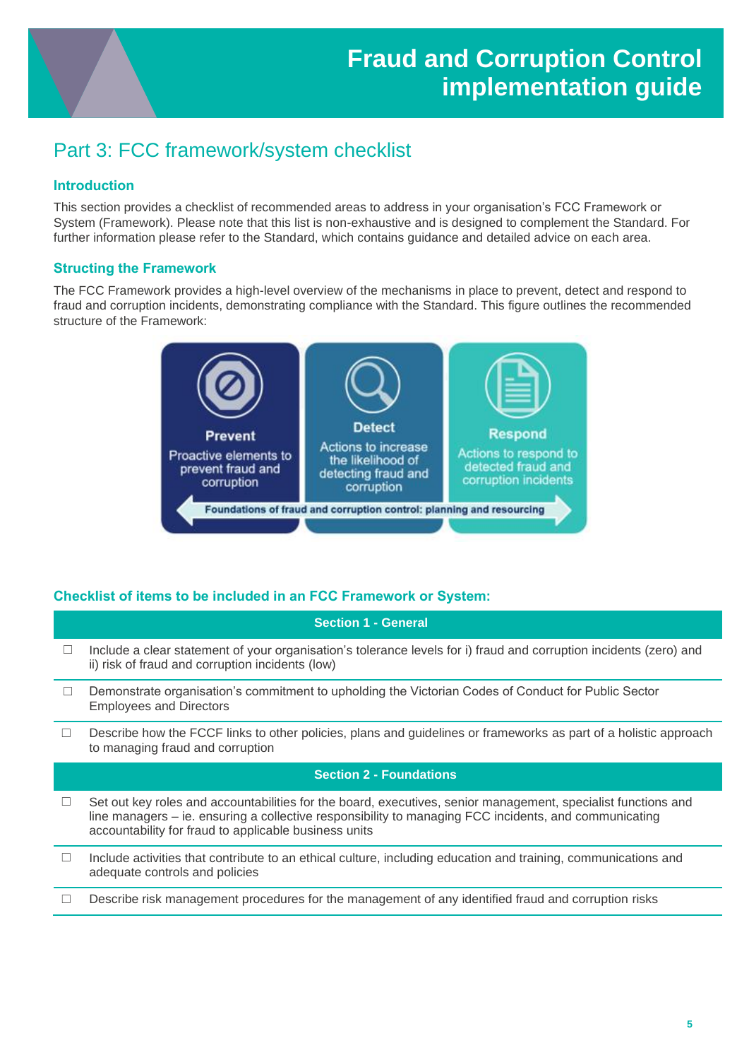## Part 3: FCC framework/system checklist

### Introduction

This section provides a checklist of recommended areas to address in your organisation's FCC Framework or System (Framework). Please note that this list is non-exhaustive and is designed to complement the Standard. For further information please refer to the Standard, which contains guidance and detailed advice on each area.

### Structing the Framework

The FCC Framework provides a high-level overview of the mechanisms in place to prevent, detect and respond to fraud and corruption incidents, demonstrating compliance with the Standard. This figure outlines the recommended structure of the Framework:

**Prevent**
Proactive elements to prevent fraud and corruption

**Detect**
Actions to increase the likelihood of detecting fraud and corruption

**Respond**
Actions to respond to detected fraud and corruption incidents

**Foundations of fraud and corruption control: planning and resourcing**

### Checklist of items to be included in an FCC Framework or System:

| | Section 1 - General |
|---|---|
| ☐ | Include a clear statement of your organisation's tolerance levels for i) fraud and corruption incidents (zero) and ii) risk of fraud and corruption incidents (low) |
| ☐ | Demonstrate organisation's commitment to upholding the Victorian Codes of Conduct for Public Sector Employees and Directors |
| ☐ | Describe how the FCCF links to other policies, plans and guidelines or frameworks as part of a holistic approach to managing fraud and corruption |
| | **Section 2 - Foundations** |
| ☐ | Set out key roles and accountabilities for the board, executives, senior management, specialist functions and line managers – ie. ensuring a collective responsibility to managing FCC incidents, and communicating accountability for fraud to applicable business units |
| ☐ | Include activities that contribute to an ethical culture, including education and training, communications and adequate controls and policies |
| ☐ | Describe risk management procedures for the management of any identified fraud and corruption risks |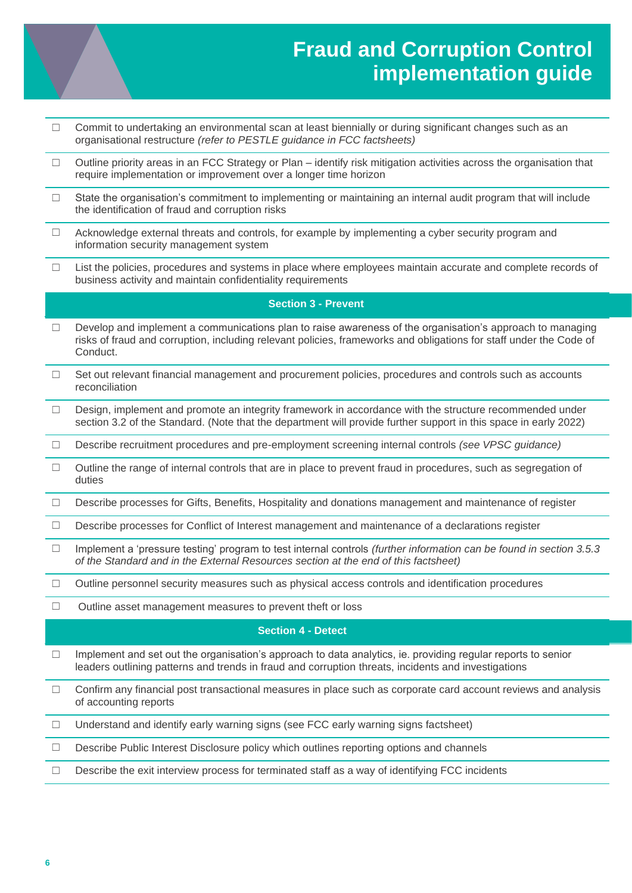# Fraud and Corruption Control implementation guide

- ☐ Commit to undertaking an environmental scan at least biennially or during significant changes such as an organisational restructure *(refer to PESTLE guidance in FCC factsheets)*
- ☐ Outline priority areas in an FCC Strategy or Plan – identify risk mitigation activities across the organisation that require implementation or improvement over a longer time horizon
- ☐ State the organisation's commitment to implementing or maintaining an internal audit program that will include the identification of fraud and corruption risks
- ☐ Acknowledge external threats and controls, for example by implementing a cyber security program and information security management system
- ☐ List the policies, procedures and systems in place where employees maintain accurate and complete records of business activity and maintain confidentiality requirements

## Section 3 - Prevent

- ☐ Develop and implement a communications plan to raise awareness of the organisation's approach to managing risks of fraud and corruption, including relevant policies, frameworks and obligations for staff under the Code of Conduct.
- ☐ Set out relevant financial management and procurement policies, procedures and controls such as accounts reconciliation
- ☐ Design, implement and promote an integrity framework in accordance with the structure recommended under section 3.2 of the Standard. (Note that the department will provide further support in this space in early 2022)
- ☐ Describe recruitment procedures and pre-employment screening internal controls *(see VPSC guidance)*
- ☐ Outline the range of internal controls that are in place to prevent fraud in procedures, such as segregation of duties
- ☐ Describe processes for Gifts, Benefits, Hospitality and donations management and maintenance of register
- ☐ Describe processes for Conflict of Interest management and maintenance of a declarations register
- ☐ Implement a 'pressure testing' program to test internal controls *(further information can be found in section 3.5.3 of the Standard and in the External Resources section at the end of this factsheet)*
- ☐ Outline personnel security measures such as physical access controls and identification procedures
- ☐ Outline asset management measures to prevent theft or loss

## Section 4 - Detect

- ☐ Implement and set out the organisation's approach to data analytics, ie. providing regular reports to senior leaders outlining patterns and trends in fraud and corruption threats, incidents and investigations
- ☐ Confirm any financial post transactional measures in place such as corporate card account reviews and analysis of accounting reports
- ☐ Understand and identify early warning signs (see FCC early warning signs factsheet)
- ☐ Describe Public Interest Disclosure policy which outlines reporting options and channels
- ☐ Describe the exit interview process for terminated staff as a way of identifying FCC incidents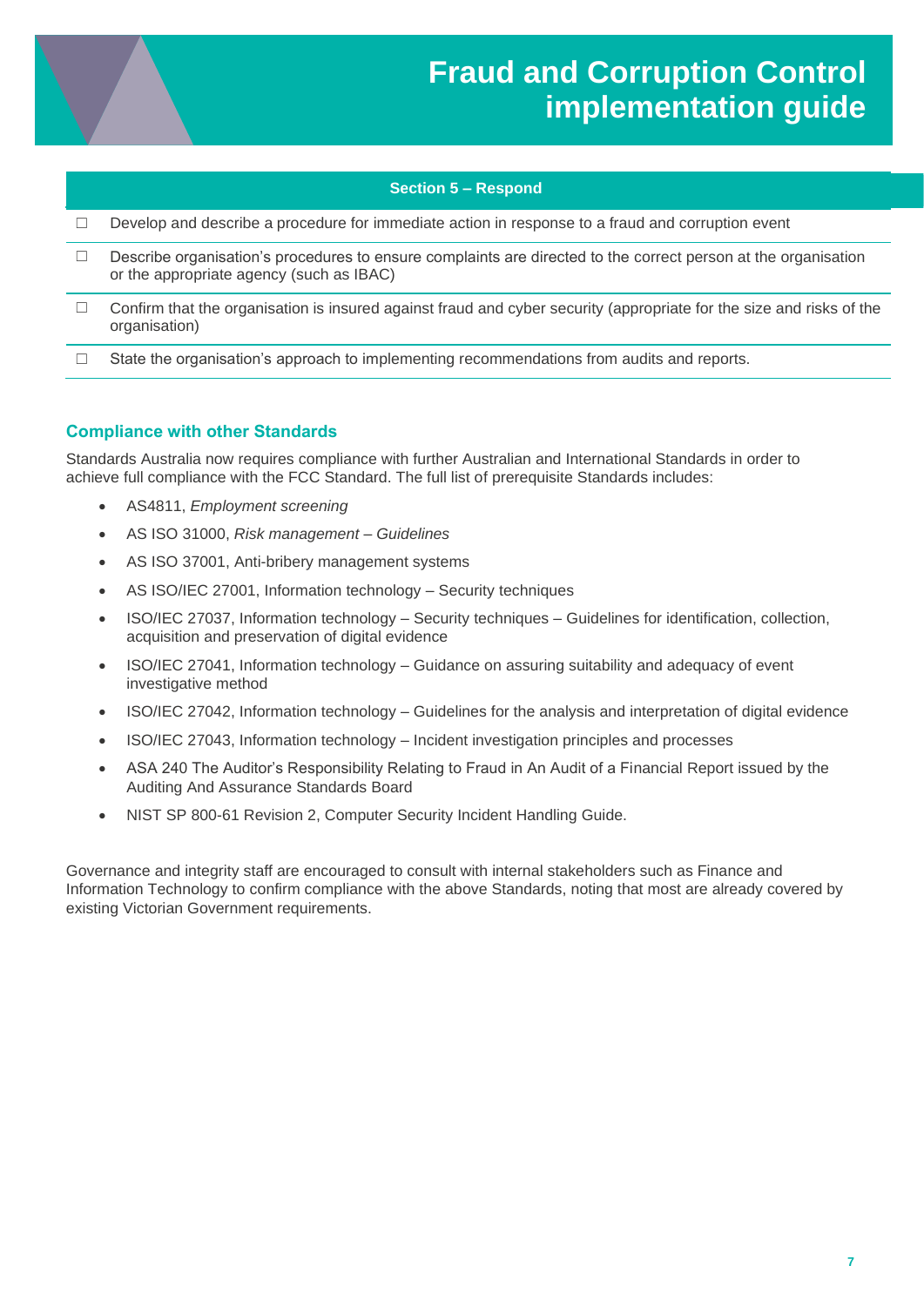| Section 5 – Respond | |
|---|---|
| ☐ | Develop and describe a procedure for immediate action in response to a fraud and corruption event |
| ☐ | Describe organisation's procedures to ensure complaints are directed to the correct person at the organisation or the appropriate agency (such as IBAC) |
| ☐ | Confirm that the organisation is insured against fraud and cyber security (appropriate for the size and risks of the organisation) |
| ☐ | State the organisation's approach to implementing recommendations from audits and reports. |

## Compliance with other Standards

Standards Australia now requires compliance with further Australian and International Standards in order to achieve full compliance with the FCC Standard. The full list of prerequisite Standards includes:

- AS4811, *Employment screening*
- AS ISO 31000, *Risk management – Guidelines*
- AS ISO 37001, Anti-bribery management systems
- AS ISO/IEC 27001, Information technology – Security techniques
- ISO/IEC 27037, Information technology – Security techniques – Guidelines for identification, collection, acquisition and preservation of digital evidence
- ISO/IEC 27041, Information technology – Guidance on assuring suitability and adequacy of event investigative method
- ISO/IEC 27042, Information technology – Guidelines for the analysis and interpretation of digital evidence
- ISO/IEC 27043, Information technology – Incident investigation principles and processes
- ASA 240 The Auditor's Responsibility Relating to Fraud in An Audit of a Financial Report issued by the Auditing And Assurance Standards Board
- NIST SP 800-61 Revision 2, Computer Security Incident Handling Guide.

Governance and integrity staff are encouraged to consult with internal stakeholders such as Finance and Information Technology to confirm compliance with the above Standards, noting that most are already covered by existing Victorian Government requirements.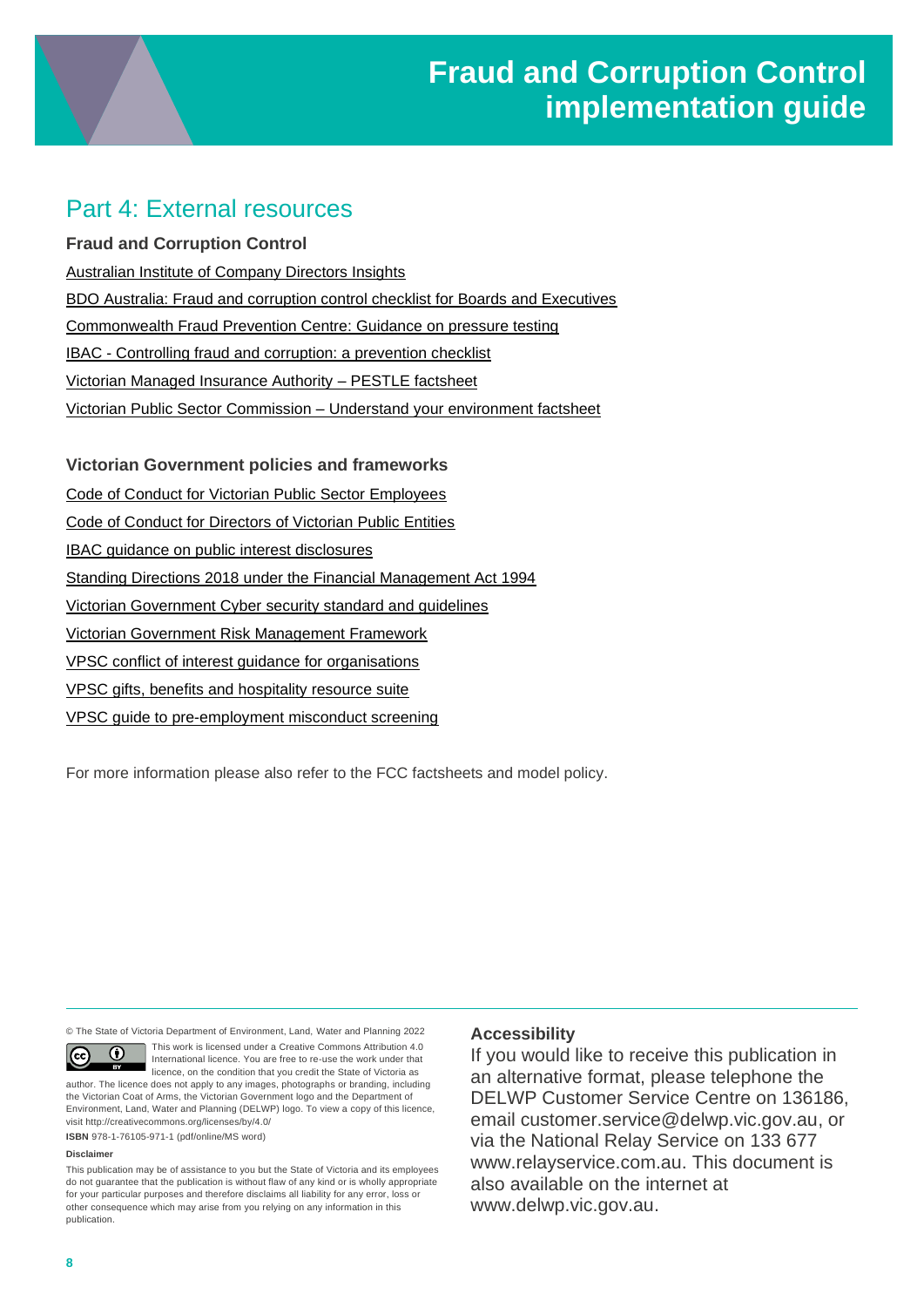# Fraud and Corruption Control implementation guide

## Part 4: External resources

**Fraud and Corruption Control**

Australian Institute of Company Directors Insights

BDO Australia: Fraud and corruption control checklist for Boards and Executives

Commonwealth Fraud Prevention Centre: Guidance on pressure testing

IBAC - Controlling fraud and corruption: a prevention checklist

Victorian Managed Insurance Authority – PESTLE factsheet

Victorian Public Sector Commission – Understand your environment factsheet

**Victorian Government policies and frameworks**

Code of Conduct for Victorian Public Sector Employees

Code of Conduct for Directors of Victorian Public Entities

IBAC guidance on public interest disclosures

Standing Directions 2018 under the Financial Management Act 1994

Victorian Government Cyber security standard and guidelines

Victorian Government Risk Management Framework

VPSC conflict of interest guidance for organisations

VPSC gifts, benefits and hospitality resource suite

VPSC guide to pre-employment misconduct screening

For more information please also refer to the FCC factsheets and model policy.

© The State of Victoria Department of Environment, Land, Water and Planning 2022

This work is licensed under a Creative Commons Attribution 4.0 International licence. You are free to re-use the work under that licence, on the condition that you credit the State of Victoria as author. The licence does not apply to any images, photographs or branding, including the Victorian Coat of Arms, the Victorian Government logo and the Department of Environment, Land, Water and Planning (DELWP) logo. To view a copy of this licence, visit http://creativecommons.org/licenses/by/4.0/

**ISBN** 978-1-76105-971-1 (pdf/online/MS word)

**Disclaimer**

This publication may be of assistance to you but the State of Victoria and its employees do not guarantee that the publication is without flaw of any kind or is wholly appropriate for your particular purposes and therefore disclaims all liability for any error, loss or other consequence which may arise from you relying on any information in this publication.

**Accessibility**

If you would like to receive this publication in an alternative format, please telephone the DELWP Customer Service Centre on 136186, email customer.service@delwp.vic.gov.au, or via the National Relay Service on 133 677 www.relayservice.com.au. This document is also available on the internet at www.delwp.vic.gov.au.